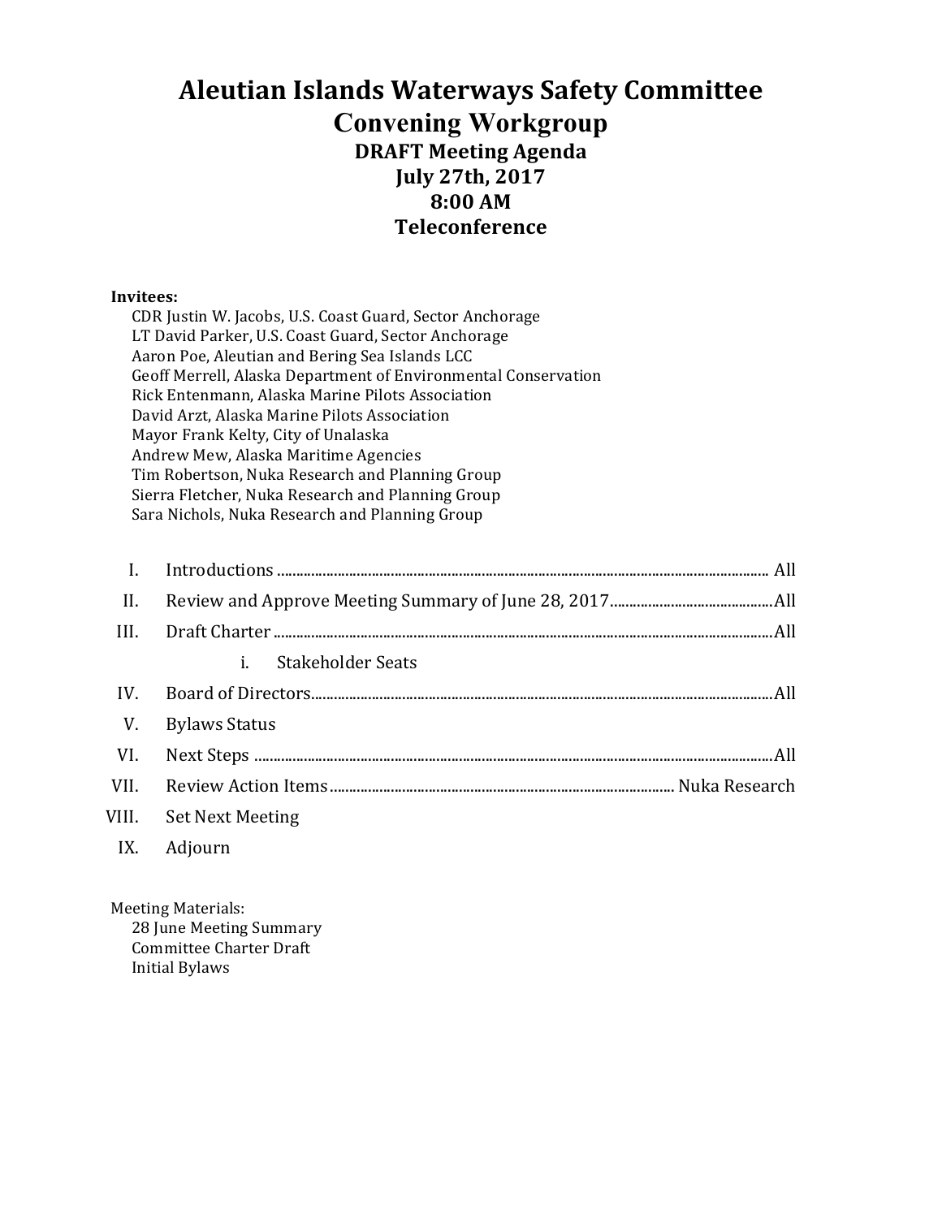# Aleutian Islands Waterways Safety Committee

## Convening Workgroup

### DRAFT Meeting Agenda

### July 27th, 2017

### 8:00 AM

### Teleconference

**Invitees:**

- CDR Justin W. Jacobs, U.S. Coast Guard, Sector Anchorage
- LT David Parker, U.S. Coast Guard, Sector Anchorage
- Aaron Poe, Aleutian and Bering Sea Islands LCC
- Geoff Merrell, Alaska Department of Environmental Conservation
- Rick Entenmann, Alaska Marine Pilots Association
- David Arzt, Alaska Marine Pilots Association
- Mayor Frank Kelty, City of Unalaska
- Andrew Mew, Alaska Maritime Agencies
- Tim Robertson, Nuka Research and Planning Group
- Sierra Fletcher, Nuka Research and Planning Group
- Sara Nichols, Nuka Research and Planning Group

I. Introductions ........................................ All

II. Review and Approve Meeting Summary of June 28, 2017........ All

III. Draft Charter ........................................ All

  i. Stakeholder Seats

IV. Board of Directors........................................ All

V. Bylaws Status

VI. Next Steps ........................................ All

VII. Review Action Items........................................ Nuka Research

VIII. Set Next Meeting

IX. Adjourn

Meeting Materials:

- 28 June Meeting Summary
- Committee Charter Draft
- Initial Bylaws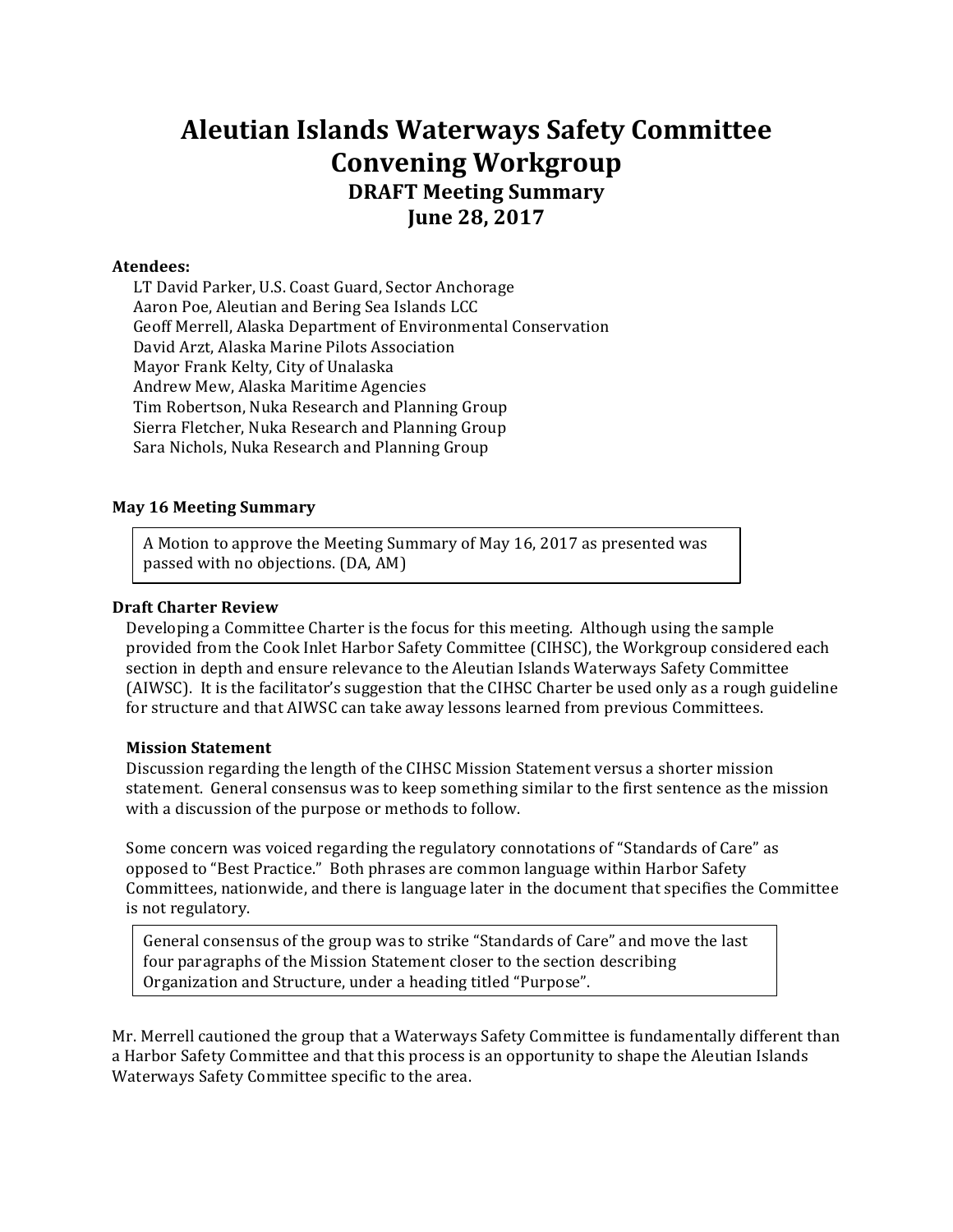# Aleutian Islands Waterways Safety Committee Convening Workgroup

## DRAFT Meeting Summary

## June 28, 2017

**Atendees:**

LT David Parker, U.S. Coast Guard, Sector Anchorage
Aaron Poe, Aleutian and Bering Sea Islands LCC
Geoff Merrell, Alaska Department of Environmental Conservation
David Arzt, Alaska Marine Pilots Association
Mayor Frank Kelty, City of Unalaska
Andrew Mew, Alaska Maritime Agencies
Tim Robertson, Nuka Research and Planning Group
Sierra Fletcher, Nuka Research and Planning Group
Sara Nichols, Nuka Research and Planning Group

### May 16 Meeting Summary

> A Motion to approve the Meeting Summary of May 16, 2017 as presented was passed with no objections. (DA, AM)

### Draft Charter Review

Developing a Committee Charter is the focus for this meeting. Although using the sample provided from the Cook Inlet Harbor Safety Committee (CIHSC), the Workgroup considered each section in depth and ensure relevance to the Aleutian Islands Waterways Safety Committee (AIWSC). It is the facilitator's suggestion that the CIHSC Charter be used only as a rough guideline for structure and that AIWSC can take away lessons learned from previous Committees.

#### Mission Statement

Discussion regarding the length of the CIHSC Mission Statement versus a shorter mission statement. General consensus was to keep something similar to the first sentence as the mission with a discussion of the purpose or methods to follow.

Some concern was voiced regarding the regulatory connotations of "Standards of Care" as opposed to "Best Practice." Both phrases are common language within Harbor Safety Committees, nationwide, and there is language later in the document that specifies the Committee is not regulatory.

> General consensus of the group was to strike "Standards of Care" and move the last four paragraphs of the Mission Statement closer to the section describing Organization and Structure, under a heading titled "Purpose".

Mr. Merrell cautioned the group that a Waterways Safety Committee is fundamentally different than a Harbor Safety Committee and that this process is an opportunity to shape the Aleutian Islands Waterways Safety Committee specific to the area.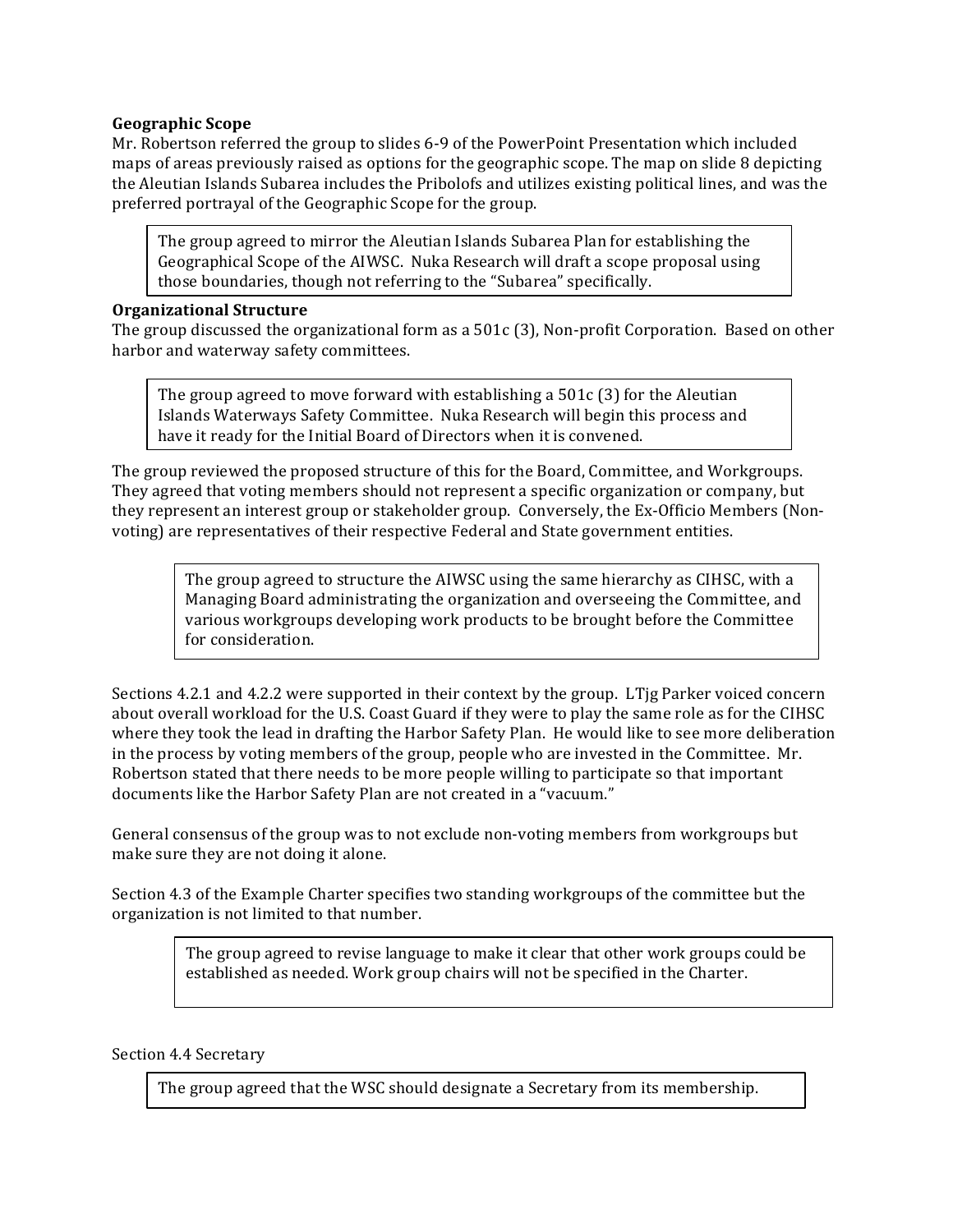**Geographic Scope**

Mr. Robertson referred the group to slides 6-9 of the PowerPoint Presentation which included maps of areas previously raised as options for the geographic scope. The map on slide 8 depicting the Aleutian Islands Subarea includes the Pribolofs and utilizes existing political lines, and was the preferred portrayal of the Geographic Scope for the group.

> The group agreed to mirror the Aleutian Islands Subarea Plan for establishing the Geographical Scope of the AIWSC. Nuka Research will draft a scope proposal using those boundaries, though not referring to the "Subarea" specifically.

**Organizational Structure**

The group discussed the organizational form as a 501c (3), Non-profit Corporation. Based on other harbor and waterway safety committees.

> The group agreed to move forward with establishing a 501c (3) for the Aleutian Islands Waterways Safety Committee. Nuka Research will begin this process and have it ready for the Initial Board of Directors when it is convened.

The group reviewed the proposed structure of this for the Board, Committee, and Workgroups. They agreed that voting members should not represent a specific organization or company, but they represent an interest group or stakeholder group. Conversely, the Ex-Officio Members (Non-voting) are representatives of their respective Federal and State government entities.

> The group agreed to structure the AIWSC using the same hierarchy as CIHSC, with a Managing Board administrating the organization and overseeing the Committee, and various workgroups developing work products to be brought before the Committee for consideration.

Sections 4.2.1 and 4.2.2 were supported in their context by the group. LTjg Parker voiced concern about overall workload for the U.S. Coast Guard if they were to play the same role as for the CIHSC where they took the lead in drafting the Harbor Safety Plan. He would like to see more deliberation in the process by voting members of the group, people who are invested in the Committee. Mr. Robertson stated that there needs to be more people willing to participate so that important documents like the Harbor Safety Plan are not created in a "vacuum."

General consensus of the group was to not exclude non-voting members from workgroups but make sure they are not doing it alone.

Section 4.3 of the Example Charter specifies two standing workgroups of the committee but the organization is not limited to that number.

> The group agreed to revise language to make it clear that other work groups could be established as needed. Work group chairs will not be specified in the Charter.

Section 4.4 Secretary

> The group agreed that the WSC should designate a Secretary from its membership.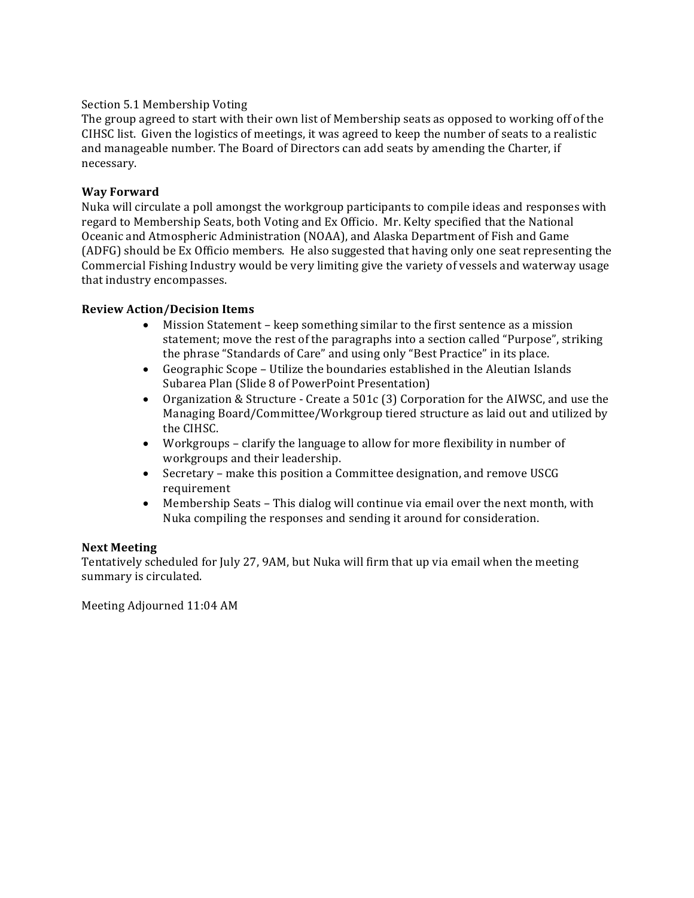Section 5.1 Membership Voting
The group agreed to start with their own list of Membership seats as opposed to working off of the CIHSC list. Given the logistics of meetings, it was agreed to keep the number of seats to a realistic and manageable number. The Board of Directors can add seats by amending the Charter, if necessary.

**Way Forward**

Nuka will circulate a poll amongst the workgroup participants to compile ideas and responses with regard to Membership Seats, both Voting and Ex Officio. Mr. Kelty specified that the National Oceanic and Atmospheric Administration (NOAA), and Alaska Department of Fish and Game (ADFG) should be Ex Officio members. He also suggested that having only one seat representing the Commercial Fishing Industry would be very limiting give the variety of vessels and waterway usage that industry encompasses.

**Review Action/Decision Items**

- Mission Statement – keep something similar to the first sentence as a mission statement; move the rest of the paragraphs into a section called "Purpose", striking the phrase "Standards of Care" and using only "Best Practice" in its place.
- Geographic Scope – Utilize the boundaries established in the Aleutian Islands Subarea Plan (Slide 8 of PowerPoint Presentation)
- Organization & Structure - Create a 501c (3) Corporation for the AIWSC, and use the Managing Board/Committee/Workgroup tiered structure as laid out and utilized by the CIHSC.
- Workgroups – clarify the language to allow for more flexibility in number of workgroups and their leadership.
- Secretary – make this position a Committee designation, and remove USCG requirement
- Membership Seats – This dialog will continue via email over the next month, with Nuka compiling the responses and sending it around for consideration.

**Next Meeting**

Tentatively scheduled for July 27, 9AM, but Nuka will firm that up via email when the meeting summary is circulated.

Meeting Adjourned 11:04 AM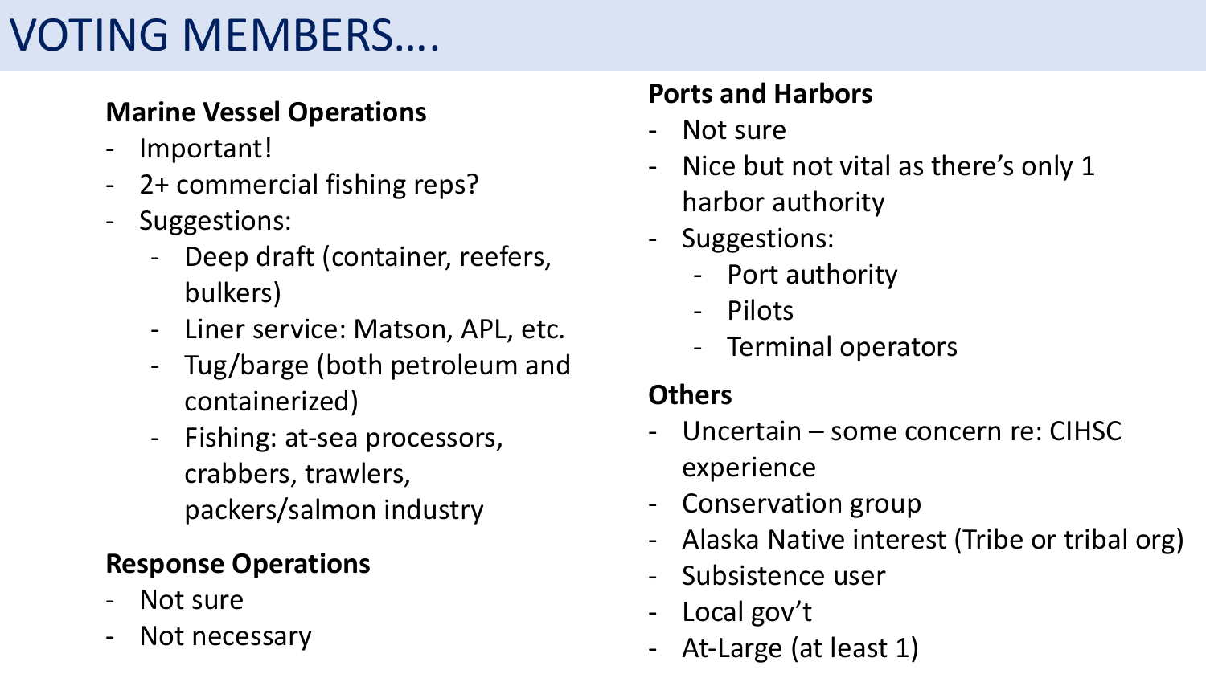# VOTING MEMBERS….

### Marine Vessel Operations

- Important!
- 2+ commercial fishing reps?
- Suggestions:
  - Deep draft (container, reefers, bulkers)
  - Liner service: Matson, APL, etc.
  - Tug/barge (both petroleum and containerized)
  - Fishing: at-sea processors, crabbers, trawlers, packers/salmon industry

### Response Operations

- Not sure
- Not necessary

### Ports and Harbors

- Not sure
- Nice but not vital as there's only 1 harbor authority
- Suggestions:
  - Port authority
  - Pilots
  - Terminal operators

### Others

- Uncertain – some concern re: CIHSC experience
- Conservation group
- Alaska Native interest (Tribe or tribal org)
- Subsistence user
- Local gov't
- At-Large (at least 1)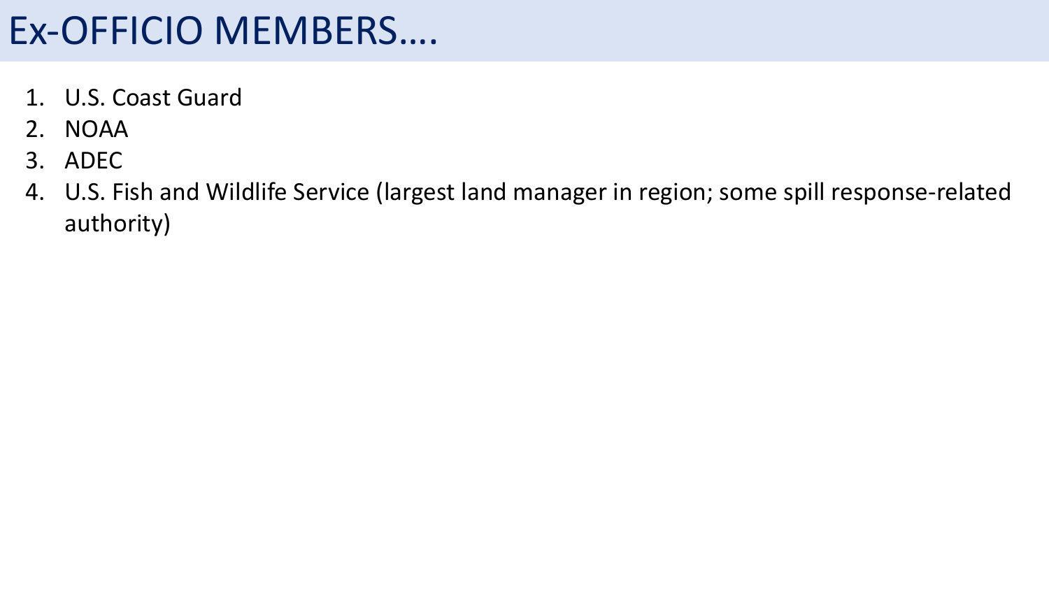# Ex-OFFICIO MEMBERS….

1. U.S. Coast Guard
2. NOAA
3. ADEC
4. U.S. Fish and Wildlife Service (largest land manager in region; some spill response-related authority)